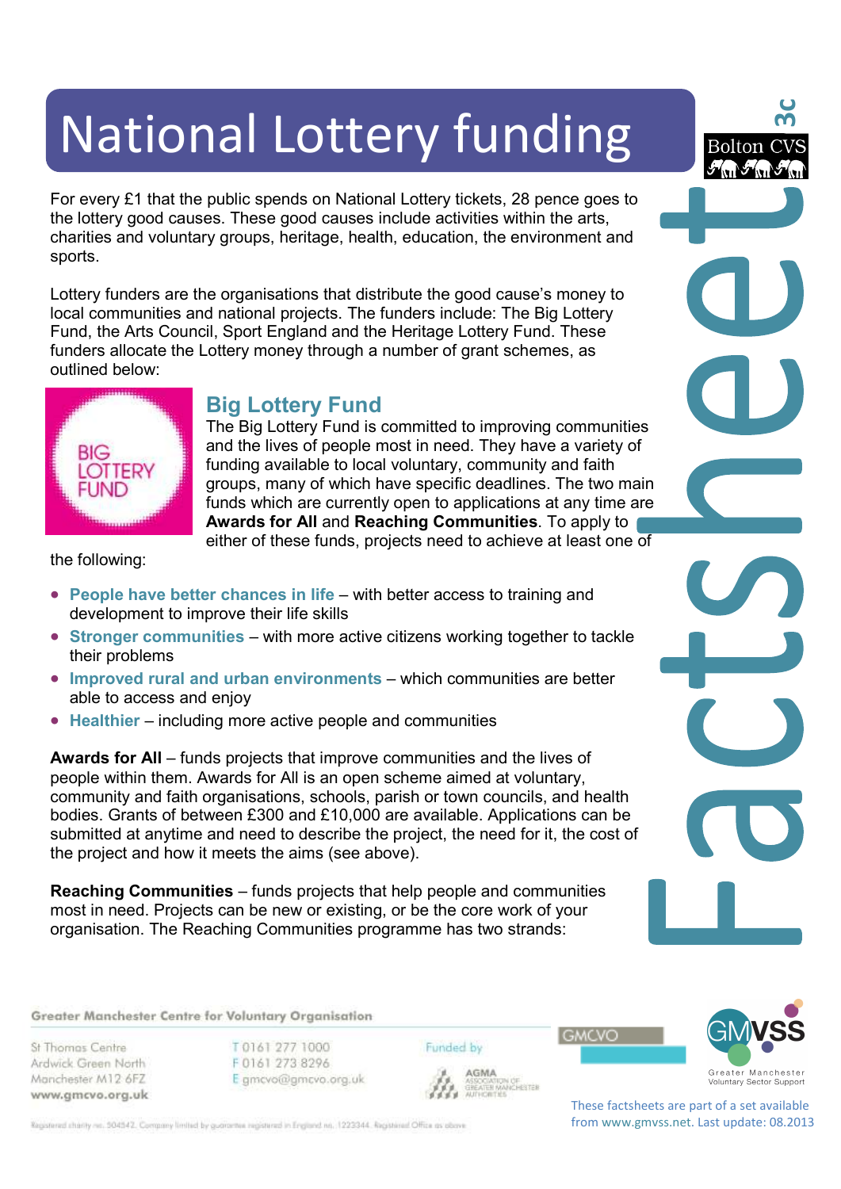# National Lottery funding

For every £1 that the public spends on National Lottery tickets, 28 pence goes to the lottery good causes. These good causes include activities within the arts, charities and voluntary groups, heritage, health, education, the environment and sports.

Lottery funders are the organisations that distribute the good cause's money to local communities and national projects. The funders include: The Big Lottery Fund, the Arts Council, Sport England and the Heritage Lottery Fund. These funders allocate the Lottery money through a number of grant schemes, as outlined below:

## Big Lottery Fund

The Big Lottery Fund is committed to improving communities and the lives of people most in need. They have a variety of funding available to local voluntary, community and faith groups, many of which have specific deadlines. The two main funds which are currently open to applications at any time are **Awards for All** and **Reaching Communities**. To apply to either of these funds, projects need to achieve at least one of the following:

- **People have better chances in life** – with better access to training and development to improve their life skills
- **Stronger communities** – with more active citizens working together to tackle their problems
- **Improved rural and urban environments** – which communities are better able to access and enjoy
- **Healthier** – including more active people and communities

**Awards for All** – funds projects that improve communities and the lives of people within them. Awards for All is an open scheme aimed at voluntary, community and faith organisations, schools, parish or town councils, and health bodies. Grants of between £300 and £10,000 are available. Applications can be submitted at anytime and need to describe the project, the need for it, the cost of the project and how it meets the aims (see above).

**Reaching Communities** – funds projects that help people and communities most in need. Projects can be new or existing, or be the core work of your organisation. The Reaching Communities programme has two strands: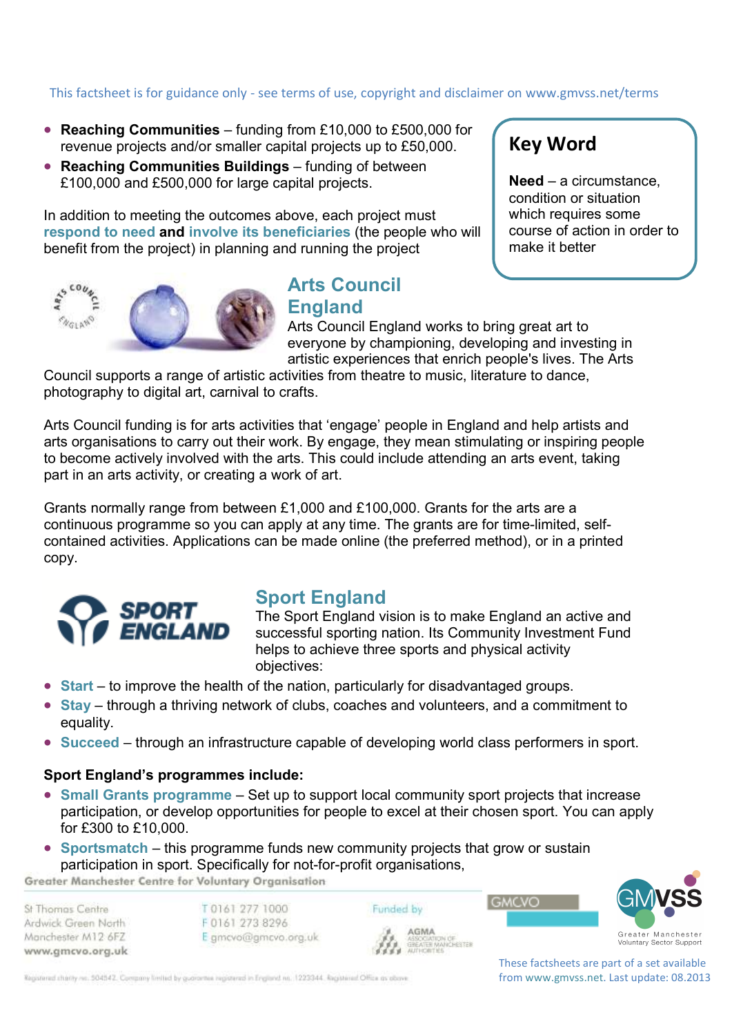This factsheet is for guidance only - see terms of use, copyright and disclaimer on www.gmvss.net/terms

- **Reaching Communities** – funding from £10,000 to £500,000 for revenue projects and/or smaller capital projects up to £50,000.
- **Reaching Communities Buildings** – funding of between £100,000 and £500,000 for large capital projects.

In addition to meeting the outcomes above, each project must **respond to need and involve its beneficiaries** (the people who will benefit from the project) in planning and running the project

> **Key Word**
>
> **Need** – a circumstance, condition or situation which requires some course of action in order to make it better

## Arts Council England

Arts Council England works to bring great art to everyone by championing, developing and investing in artistic experiences that enrich people's lives. The Arts Council supports a range of artistic activities from theatre to music, literature to dance, photography to digital art, carnival to crafts.

Arts Council funding is for arts activities that 'engage' people in England and help artists and arts organisations to carry out their work. By engage, they mean stimulating or inspiring people to become actively involved with the arts. This could include attending an arts event, taking part in an arts activity, or creating a work of art.

Grants normally range from between £1,000 and £100,000. Grants for the arts are a continuous programme so you can apply at any time. The grants are for time-limited, self-contained activities. Applications can be made online (the preferred method), or in a printed copy.

## Sport England

The Sport England vision is to make England an active and successful sporting nation. Its Community Investment Fund helps to achieve three sports and physical activity objectives:

- **Start** – to improve the health of the nation, particularly for disadvantaged groups.
- **Stay** – through a thriving network of clubs, coaches and volunteers, and a commitment to equality.
- **Succeed** – through an infrastructure capable of developing world class performers in sport.

**Sport England's programmes include:**

- **Small Grants programme** – Set up to support local community sport projects that increase participation, or develop opportunities for people to excel at their chosen sport. You can apply for £300 to £10,000.
- **Sportsmatch** – this programme funds new community projects that grow or sustain participation in sport. Specifically for not-for-profit organisations,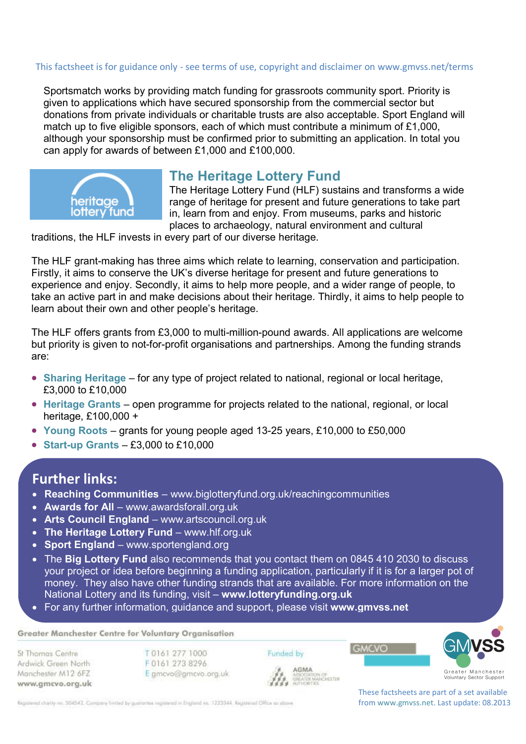Sportsmatch works by providing match funding for grassroots community sport. Priority is given to applications which have secured sponsorship from the commercial sector but donations from private individuals or charitable trusts are also acceptable. Sport England will match up to five eligible sponsors, each of which must contribute a minimum of £1,000, although your sponsorship must be confirmed prior to submitting an application. In total you can apply for awards of between £1,000 and £100,000.

## The Heritage Lottery Fund

The Heritage Lottery Fund (HLF) sustains and transforms a wide range of heritage for present and future generations to take part in, learn from and enjoy. From museums, parks and historic places to archaeology, natural environment and cultural traditions, the HLF invests in every part of our diverse heritage.

The HLF grant-making has three aims which relate to learning, conservation and participation. Firstly, it aims to conserve the UK's diverse heritage for present and future generations to experience and enjoy. Secondly, it aims to help more people, and a wider range of people, to take an active part in and make decisions about their heritage. Thirdly, it aims to help people to learn about their own and other people's heritage.

The HLF offers grants from £3,000 to multi-million-pound awards. All applications are welcome but priority is given to not-for-profit organisations and partnerships. Among the funding strands are:

- **Sharing Heritage** – for any type of project related to national, regional or local heritage, £3,000 to £10,000
- **Heritage Grants** – open programme for projects related to the national, regional, or local heritage, £100,000 +
- **Young Roots** – grants for young people aged 13-25 years, £10,000 to £50,000
- **Start-up Grants** – £3,000 to £10,000

## Further links:

- **Reaching Communities** – www.biglotteryfund.org.uk/reachingcommunities
- **Awards for All** – www.awardsforall.org.uk
- **Arts Council England** – www.artscouncil.org.uk
- **The Heritage Lottery Fund** – www.hlf.org.uk
- **Sport England** – www.sportengland.org
- The **Big Lottery Fund** also recommends that you contact them on 0845 410 2030 to discuss your project or idea before beginning a funding application, particularly if it is for a larger pot of money. They also have other funding strands that are available. For more information on the National Lottery and its funding, visit – **www.lotteryfunding.org.uk**
- For any further information, guidance and support, please visit **www.gmvss.net**

Greater Manchester Centre for Voluntary Organisation

St Thomas Centre
Ardwick Green North
Manchester M12 6FZ
www.gmcvo.org.uk

T 0161 277 1000
F 0161 273 8296
E gmcvo@gmcvo.org.uk

Funded by AGMA Association of Greater Manchester Authorities

Registered charity no. 504542. Company limited by guarantee registered in England no. 1223344. Registered Office as above

These factsheets are part of a set available from www.gmvss.net. Last update: 08.2013